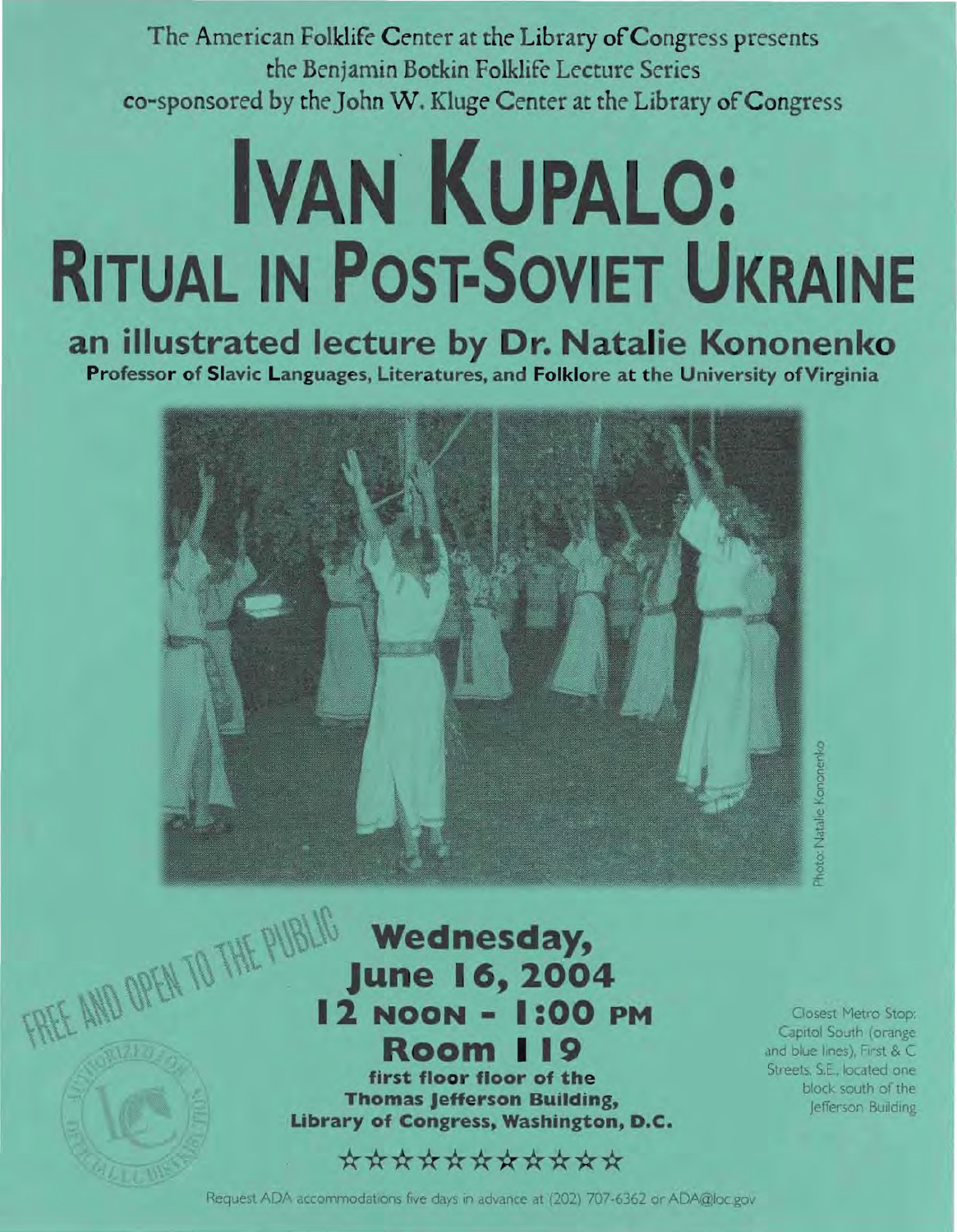The American Folklife Center at the Library of Congress presents
the Benjamin Botkin Folklife Lecture Series
co-sponsored by the John W. Kluge Center at the Library of Congress

# IVAN KUPALO: RITUAL IN POST-SOVIET UKRAINE

## an illustrated lecture by Dr. Natalie Kononenko

**Professor of Slavic Languages, Literatures, and Folklore at the University of Virginia**

Photo: Natalie Kononenko

FREE AND OPEN TO THE PUBLIC

## Wednesday, June 16, 2004
## 12 NOON - 1:00 PM
## Room 119

**first floor floor of the Thomas Jefferson Building, Library of Congress, Washington, D.C.**

☆☆☆☆☆☆☆☆☆☆☆

Closest Metro Stop: Capitol South (orange and blue lines), First & C Streets, S.E., located one block south of the Jefferson Building

Request ADA accommodations five days in advance at (202) 707-6362 or ADA@loc.gov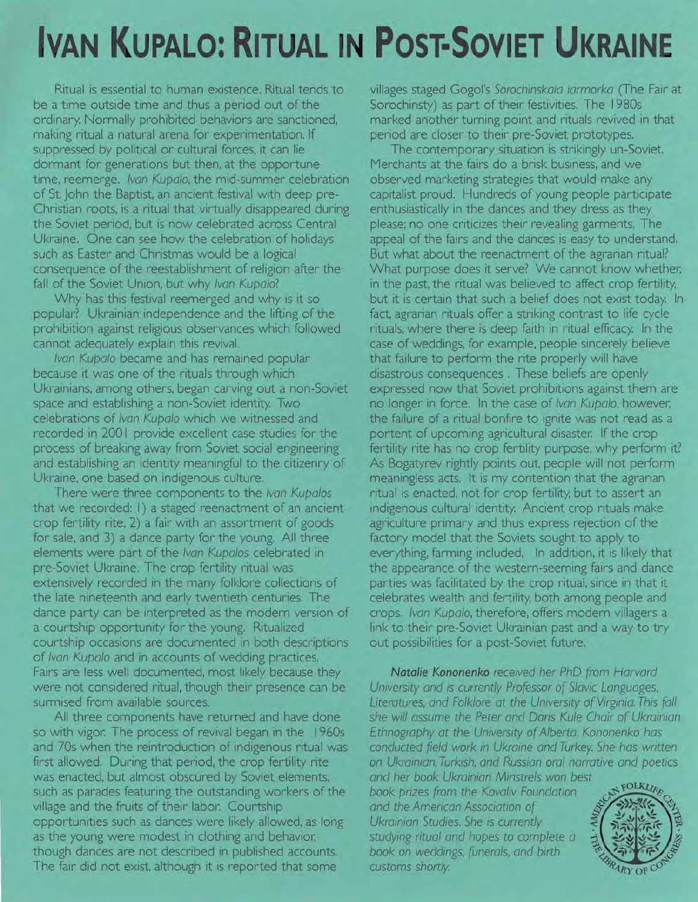# Ivan Kupalo: Ritual in Post-Soviet Ukraine

Ritual is essential to human existence. Ritual tends to be a time outside time and thus a period out of the ordinary. Normally prohibited behaviors are sanctioned, making ritual a natural arena for experimentation. If suppressed by political or cultural forces, it can lie dormant for generations but then, at the opportune time, reemerge. *Ivan Kupalo*, the mid-summer celebration of St. John the Baptist, an ancient festival with deep pre-Christian roots, is a ritual that virtually disappeared during the Soviet period, but is now celebrated across Central Ukraine. One can see how the celebration of holidays such as Easter and Christmas would be a logical consequence of the reestablishment of religion after the fall of the Soviet Union, but why *Ivan Kupalo*?

Why has this festival reemerged and why is it so popular? Ukrainian independence and the lifting of the prohibition against religious observances which followed cannot adequately explain this revival.

*Ivan Kupalo* became and has remained popular because it was one of the rituals through which Ukrainians, among others, began carving out a non-Soviet space and establishing a non-Soviet identity. Two celebrations of *Ivan Kupalo* which we witnessed and recorded in 2001 provide excellent case studies for the process of breaking away from Soviet social engineering and establishing an identity meaningful to the citizenry of Ukraine, one based on indigenous culture.

There were three components to the *Ivan Kupalos* that we recorded: 1) a staged reenactment of an ancient crop fertility rite, 2) a fair with an assortment of goods for sale, and 3) a dance party for the young. All three elements were part of the *Ivan Kupalos* celebrated in pre-Soviet Ukraine. The crop fertility ritual was extensively recorded in the many folklore collections of the late nineteenth and early twentieth centuries. The dance party can be interpreted as the modern version of a courtship opportunity for the young. Ritualized courtship occasions are documented in both descriptions of *Ivan Kupalo* and in accounts of wedding practices. Fairs are less well documented, most likely because they were not considered ritual, though their presence can be surmised from available sources.

All three components have returned and have done so with vigor. The process of revival began in the 1960s and 70s when the reintroduction of indigenous ritual was first allowed. During that period, the crop fertility rite was enacted, but almost obscured by Soviet elements, such as parades featuring the outstanding workers of the village and the fruits of their labor. Courtship opportunities such as dances were likely allowed, as long as the young were modest in clothing and behavior, though dances are not described in published accounts. The fair did not exist, although it is reported that some villages staged Gogol's *Sorochinskaia iarmorka* (The Fair at Sorochinsty) as part of their festivities. The 1980s marked another turning point and rituals revived in that period are closer to their pre-Soviet prototypes.

The contemporary situation is strikingly un-Soviet. Merchants at the fairs do a brisk business, and we observed marketing strategies that would make any capitalist proud. Hundreds of young people participate enthusiastically in the dances and they dress as they please; no one criticizes their revealing garments. The appeal of the fairs and the dances is easy to understand. But what about the reenactment of the agrarian ritual? What purpose does it serve? We cannot know whether, in the past, the ritual was believed to affect crop fertility, but it is certain that such a belief does not exist today. In fact, agrarian rituals offer a striking contrast to life cycle rituals, where there is deep faith in ritual efficacy. In the case of weddings, for example, people sincerely believe that failure to perform the rite properly will have disastrous consequences . These beliefs are openly expressed now that Soviet prohibitions against them are no longer in force. In the case of *Ivan Kupalo*, however, the failure of a ritual bonfire to ignite was not read as a portent of upcoming agricultural disaster. If the crop fertility rite has no crop fertility purpose, why perform it? As Bogatyrev rightly points out, people will not perform meaningless acts. It is my contention that the agrarian ritual is enacted, not for crop fertility, but to assert an indigenous cultural identity. Ancient crop rituals make agriculture primary and thus express rejection of the factory model that the Soviets sought to apply to everything, farming included. In addition, it is likely that the appearance of the western-seeming fairs and dance parties was facilitated by the crop ritual, since in that it celebrates wealth and fertility, both among people and crops. *Ivan Kupalo*, therefore, offers modern villagers a link to their pre-Soviet Ukrainian past and a way to try out possibilities for a post-Soviet future.

***Natalie Kononenko*** *received her PhD from Harvard University and is currently Professor of Slavic Languages, Literatures, and Folklore at the University of Virginia. This fall she will assume the Peter and Doris Kule Chair of Ukrainian Ethnography at the University of Alberta. Kononenko has conducted field work in Ukraine and Turkey. She has written on Ukrainian, Turkish, and Russian oral narrative and poetics and her book Ukrainian Minstrels won best book prizes from the Kovaliv Foundation and the American Association of Ukrainian Studies. She is currently studying ritual and hopes to complete a book on weddings, funerals, and birth customs shortly.*